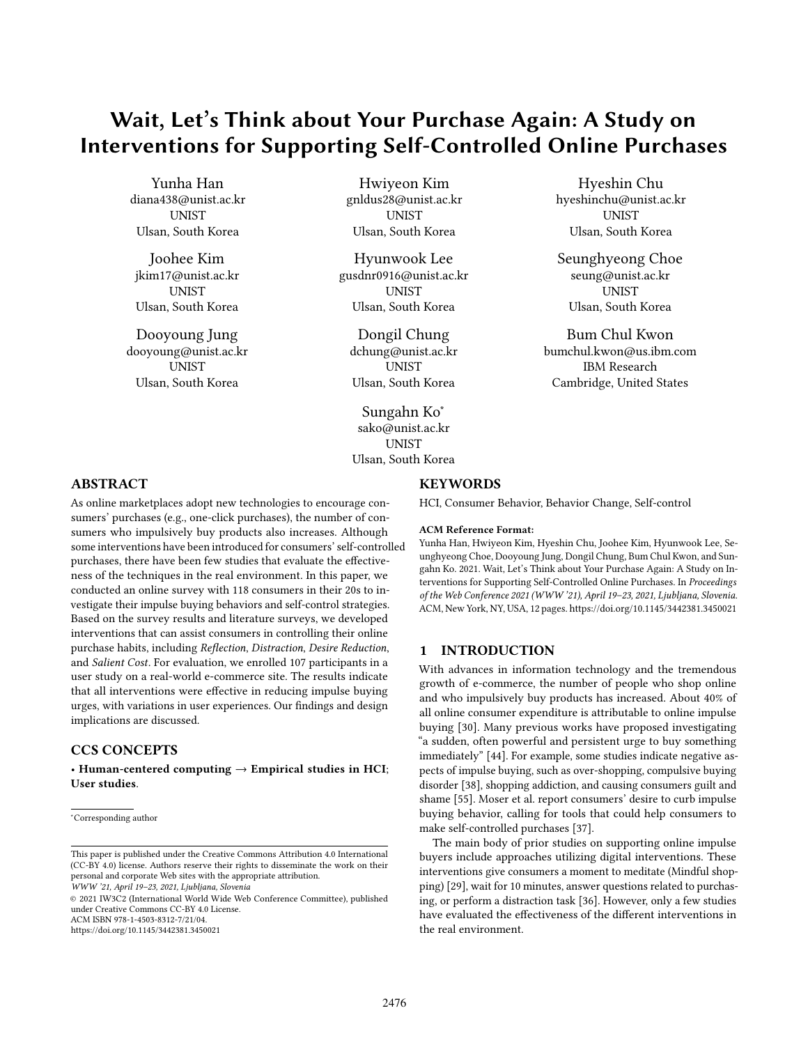# Wait, Let's Think about Your Purchase Again: A Study on Interventions for Supporting Self-Controlled Online Purchases

Yunha Han
diana438@unist.ac.kr
UNIST
Ulsan, South Korea

Hwiyeon Kim
gnldus28@unist.ac.kr
UNIST
Ulsan, South Korea

Hyeshin Chu
hyeshinchu@unist.ac.kr
UNIST
Ulsan, South Korea

Joohee Kim
jkim17@unist.ac.kr
UNIST
Ulsan, South Korea

Hyunwook Lee
gusdnr0916@unist.ac.kr
UNIST
Ulsan, South Korea

Seunghyeong Choe
seung@unist.ac.kr
UNIST
Ulsan, South Korea

Dooyoung Jung
dooyoung@unist.ac.kr
UNIST
Ulsan, South Korea

Dongil Chung
dchung@unist.ac.kr
UNIST
Ulsan, South Korea

Bum Chul Kwon
bumchul.kwon@us.ibm.com
IBM Research
Cambridge, United States

Sungahn Ko*
sako@unist.ac.kr
UNIST
Ulsan, South Korea

## ABSTRACT

As online marketplaces adopt new technologies to encourage consumers' purchases (e.g., one-click purchases), the number of consumers who impulsively buy products also increases. Although some interventions have been introduced for consumers' self-controlled purchases, there have been few studies that evaluate the effectiveness of the techniques in the real environment. In this paper, we conducted an online survey with 118 consumers in their 20s to investigate their impulse buying behaviors and self-control strategies. Based on the survey results and literature surveys, we developed interventions that can assist consumers in controlling their online purchase habits, including *Reflection*, *Distraction*, *Desire Reduction*, and *Salient Cost*. For evaluation, we enrolled 107 participants in a user study on a real-world e-commerce site. The results indicate that all interventions were effective in reducing impulse buying urges, with variations in user experiences. Our findings and design implications are discussed.

## CCS CONCEPTS

• **Human-centered computing → Empirical studies in HCI**; **User studies**.

## KEYWORDS

HCI, Consumer Behavior, Behavior Change, Self-control

**ACM Reference Format:**
Yunha Han, Hwiyeon Kim, Hyeshin Chu, Joohee Kim, Hyunwook Lee, Seunghyeong Choe, Dooyoung Jung, Dongil Chung, Bum Chul Kwon, and Sungahn Ko. 2021. Wait, Let's Think about Your Purchase Again: A Study on Interventions for Supporting Self-Controlled Online Purchases. In *Proceedings of the Web Conference 2021 (WWW '21), April 19–23, 2021, Ljubljana, Slovenia.* ACM, New York, NY, USA, 12 pages. https://doi.org/10.1145/3442381.3450021

## 1 INTRODUCTION

With advances in information technology and the tremendous growth of e-commerce, the number of people who shop online and who impulsively buy products has increased. About 40% of all online consumer expenditure is attributable to online impulse buying [30]. Many previous works have proposed investigating "a sudden, often powerful and persistent urge to buy something immediately" [44]. For example, some studies indicate negative aspects of impulse buying, such as over-shopping, compulsive buying disorder [38], shopping addiction, and causing consumers guilt and shame [55]. Moser et al. report consumers' desire to curb impulse buying behavior, calling for tools that could help consumers to make self-controlled purchases [37].

The main body of prior studies on supporting online impulse buyers include approaches utilizing digital interventions. These interventions give consumers a moment to meditate (Mindful shopping) [29], wait for 10 minutes, answer questions related to purchasing, or perform a distraction task [36]. However, only a few studies have evaluated the effectiveness of the different interventions in the real environment.

*Corresponding author

This paper is published under the Creative Commons Attribution 4.0 International (CC-BY 4.0) license. Authors reserve their rights to disseminate the work on their personal and corporate Web sites with the appropriate attribution.
*WWW '21, April 19–23, 2021, Ljubljana, Slovenia*
© 2021 IW3C2 (International World Wide Web Conference Committee), published under Creative Commons CC-BY 4.0 License.
ACM ISBN 978-1-4503-8312-7/21/04.
https://doi.org/10.1145/3442381.3450021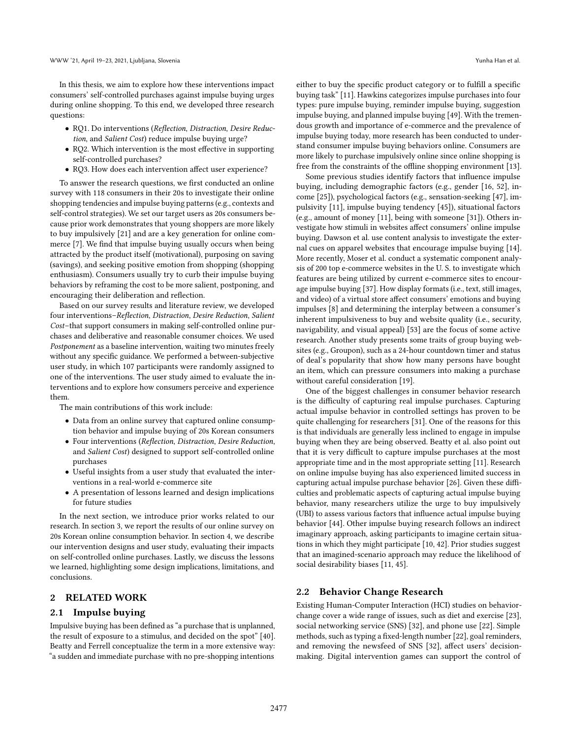In this thesis, we aim to explore how these interventions impact consumers' self-controlled purchases against impulse buying urges during online shopping. To this end, we developed three research questions:

- RQ1. Do interventions (*Reflection*, *Distraction*, *Desire Reduction*, and *Salient Cost*) reduce impulse buying urge?
- RQ2. Which intervention is the most effective in supporting self-controlled purchases?
- RQ3. How does each intervention affect user experience?

To answer the research questions, we first conducted an online survey with 118 consumers in their 20s to investigate their online shopping tendencies and impulse buying patterns (e.g., contexts and self-control strategies). We set our target users as 20s consumers because prior work demonstrates that young shoppers are more likely to buy impulsively [21] and are a key generation for online commerce [7]. We find that impulse buying usually occurs when being attracted by the product itself (motivational), purposing on saving (savings), and seeking positive emotion from shopping (shopping enthusiasm). Consumers usually try to curb their impulse buying behaviors by reframing the cost to be more salient, postponing, and encouraging their deliberation and reflection.

Based on our survey results and literature review, we developed four interventions–*Reflection*, *Distraction*, *Desire Reduction*, *Salient Cost*–that support consumers in making self-controlled online purchases and deliberative and reasonable consumer choices. We used *Postponement* as a baseline intervention, waiting two minutes freely without any specific guidance. We performed a between-subjective user study, in which 107 participants were randomly assigned to one of the interventions. The user study aimed to evaluate the interventions and to explore how consumers perceive and experience them.

The main contributions of this work include:

- Data from an online survey that captured online consumption behavior and impulse buying of 20s Korean consumers
- Four interventions (*Reflection*, *Distraction*, *Desire Reduction*, and *Salient Cost*) designed to support self-controlled online purchases
- Useful insights from a user study that evaluated the interventions in a real-world e-commerce site
- A presentation of lessons learned and design implications for future studies

In the next section, we introduce prior works related to our research. In section 3, we report the results of our online survey on 20s Korean online consumption behavior. In section 4, we describe our intervention designs and user study, evaluating their impacts on self-controlled online purchases. Lastly, we discuss the lessons we learned, highlighting some design implications, limitations, and conclusions.

## 2 RELATED WORK

### 2.1 Impulse buying

Impulsive buying has been defined as "a purchase that is unplanned, the result of exposure to a stimulus, and decided on the spot" [40]. Beatty and Ferrell conceptualize the term in a more extensive way: "a sudden and immediate purchase with no pre-shopping intentions either to buy the specific product category or to fulfill a specific buying task" [11]. Hawkins categorizes impulse purchases into four types: pure impulse buying, reminder impulse buying, suggestion impulse buying, and planned impulse buying [49]. With the tremendous growth and importance of e-commerce and the prevalence of impulse buying today, more research has been conducted to understand consumer impulse buying behaviors online. Consumers are more likely to purchase impulsively online since online shopping is free from the constraints of the offline shopping environment [13].

Some previous studies identify factors that influence impulse buying, including demographic factors (e.g., gender [16, 52], income [25]), psychological factors (e.g., sensation-seeking [47], impulsivity [11], impulse buying tendency [45]), situational factors (e.g., amount of money [11], being with someone [31]). Others investigate how stimuli in websites affect consumers' online impulse buying. Dawson et al. use content analysis to investigate the external cues on apparel websites that encourage impulse buying [14]. More recently, Moser et al. conduct a systematic component analysis of 200 top e-commerce websites in the U. S. to investigate which features are being utilized by current e-commerce sites to encourage impulse buying [37]. How display formats (i.e., text, still images, and video) of a virtual store affect consumers' emotions and buying impulses [8] and determining the interplay between a consumer's inherent impulsiveness to buy and website quality (i.e., security, navigability, and visual appeal) [53] are the focus of some active research. Another study presents some traits of group buying websites (e.g., Groupon), such as a 24-hour countdown timer and status of deal's popularity that show how many persons have bought an item, which can pressure consumers into making a purchase without careful consideration [19].

One of the biggest challenges in consumer behavior research is the difficulty of capturing real impulse purchases. Capturing actual impulse behavior in controlled settings has proven to be quite challenging for researchers [31]. One of the reasons for this is that individuals are generally less inclined to engage in impulse buying when they are being observed. Beatty et al. also point out that it is very difficult to capture impulse purchases at the most appropriate time and in the most appropriate setting [11]. Research on online impulse buying has also experienced limited success in capturing actual impulse purchase behavior [26]. Given these difficulties and problematic aspects of capturing actual impulse buying behavior, many researchers utilize the urge to buy impulsively (UBI) to assess various factors that influence actual impulse buying behavior [44]. Other impulse buying research follows an indirect imaginary approach, asking participants to imagine certain situations in which they might participate [10, 42]. Prior studies suggest that an imagined-scenario approach may reduce the likelihood of social desirability biases [11, 45].

### 2.2 Behavior Change Research

Existing Human-Computer Interaction (HCI) studies on behavior-change cover a wide range of issues, such as diet and exercise [23], social networking service (SNS) [32], and phone use [22]. Simple methods, such as typing a fixed-length number [22], goal reminders, and removing the newsfeed of SNS [32], affect users' decision-making. Digital intervention games can support the control of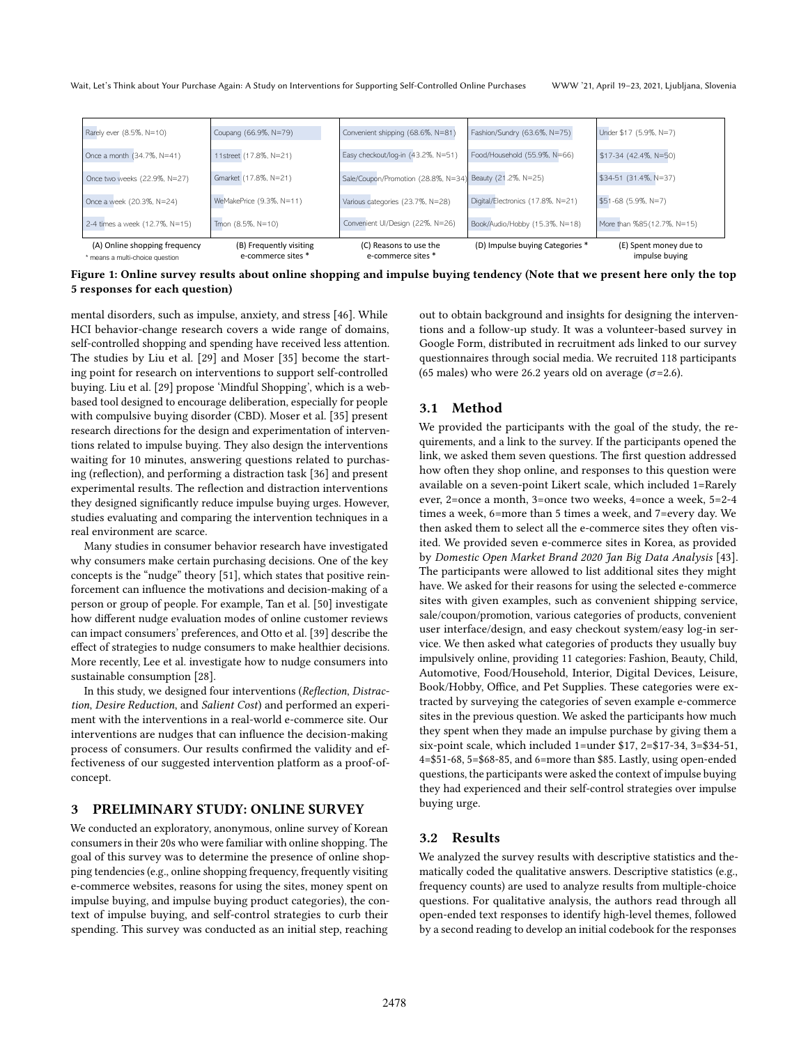| (A) Online shopping frequency | (B) Frequently visiting e-commerce sites * | (C) Reasons to use the e-commerce sites * | (D) Impulse buying Categories * | (E) Spent money due to impulse buying |
|---|---|---|---|---|
| Rarely ever (8.5%, N=10) | Coupang (66.9%, N=79) | Convenient shipping (68.6%, N=81) | Fashion/Sundry (63.6%, N=75) | Under $17 (5.9%, N=7) |
| Once a month (34.7%, N=41) | 11street (17.8%, N=21) | Easy checkout/log-in (43.2%, N=51) | Food/Household (55.9%, N=66) | $17-34 (42.4%, N=50) |
| Once two weeks (22.9%, N=27) | Gmarket (17.8%, N=21) | Sale/Coupon/Promotion (28.8%, N=34) | Beauty (21.2%, N=25) | $34-51 (31.4%, N=37) |
| Once a week (20.3%, N=24) | WeMakePrice (9.3%, N=11) | Various categories (23.7%, N=28) | Digital/Electronics (17.8%, N=21) | $51-68 (5.9%, N=7) |
| 2-4 times a week (12.7%, N=15) | Tmon (8.5%, N=10) | Convenient UI/Design (22%, N=26) | Book/Audio/Hobby (15.3%, N=18) | More than %85(12.7%, N=15) |

\* means a multi-choice question

**Figure 1: Online survey results about online shopping and impulse buying tendency (Note that we present here only the top 5 responses for each question)**

mental disorders, such as impulse, anxiety, and stress [46]. While HCI behavior-change research covers a wide range of domains, self-controlled shopping and spending have received less attention. The studies by Liu et al. [29] and Moser [35] become the starting point for research on interventions to support self-controlled buying. Liu et al. [29] propose 'Mindful Shopping', which is a web-based tool designed to encourage deliberation, especially for people with compulsive buying disorder (CBD). Moser et al. [35] present research directions for the design and experimentation of interventions related to impulse buying. They also design the interventions waiting for 10 minutes, answering questions related to purchasing (reflection), and performing a distraction task [36] and present experimental results. The reflection and distraction interventions they designed significantly reduce impulse buying urges. However, studies evaluating and comparing the intervention techniques in a real environment are scarce.

Many studies in consumer behavior research have investigated why consumers make certain purchasing decisions. One of the key concepts is the "nudge" theory [51], which states that positive reinforcement can influence the motivations and decision-making of a person or group of people. For example, Tan et al. [50] investigate how different nudge evaluation modes of online customer reviews can impact consumers' preferences, and Otto et al. [39] describe the effect of strategies to nudge consumers to make healthier decisions. More recently, Lee et al. investigate how to nudge consumers into sustainable consumption [28].

In this study, we designed four interventions (*Reflection*, *Distraction*, *Desire Reduction*, and *Salient Cost*) and performed an experiment with the interventions in a real-world e-commerce site. Our interventions are nudges that can influence the decision-making process of consumers. Our results confirmed the validity and effectiveness of our suggested intervention platform as a proof-of-concept.

## 3 PRELIMINARY STUDY: ONLINE SURVEY

We conducted an exploratory, anonymous, online survey of Korean consumers in their 20s who were familiar with online shopping. The goal of this survey was to determine the presence of online shopping tendencies (e.g., online shopping frequency, frequently visiting e-commerce websites, reasons for using the sites, money spent on impulse buying, and impulse buying product categories), the context of impulse buying, and self-control strategies to curb their spending. This survey was conducted as an initial step, reaching out to obtain background and insights for designing the interventions and a follow-up study. It was a volunteer-based survey in Google Form, distributed in recruitment ads linked to our survey questionnaires through social media. We recruited 118 participants (65 males) who were 26.2 years old on average ($\sigma$=2.6).

### 3.1 Method

We provided the participants with the goal of the study, the requirements, and a link to the survey. If the participants opened the link, we asked them seven questions. The first question addressed how often they shop online, and responses to this question were available on a seven-point Likert scale, which included 1=Rarely ever, 2=once a month, 3=once two weeks, 4=once a week, 5=2-4 times a week, 6=more than 5 times a week, and 7=every day. We then asked them to select all the e-commerce sites they often visited. We provided seven e-commerce sites in Korea, as provided by *Domestic Open Market Brand 2020 Jan Big Data Analysis* [43]. The participants were allowed to list additional sites they might have. We asked for their reasons for using the selected e-commerce sites with given examples, such as convenient shipping service, sale/coupon/promotion, various categories of products, convenient user interface/design, and easy checkout system/easy log-in service. We then asked what categories of products they usually buy impulsively online, providing 11 categories: Fashion, Beauty, Child, Automotive, Food/Household, Interior, Digital Devices, Leisure, Book/Hobby, Office, and Pet Supplies. These categories were extracted by surveying the categories of seven example e-commerce sites in the previous question. We asked the participants how much they spent when they made an impulse purchase by giving them a six-point scale, which included 1=under $17, 2=$17-34, 3=$34-51, 4=$51-68, 5=$68-85, and 6=more than $85. Lastly, using open-ended questions, the participants were asked the context of impulse buying they had experienced and their self-control strategies over impulse buying urge.

### 3.2 Results

We analyzed the survey results with descriptive statistics and thematically coded the qualitative answers. Descriptive statistics (e.g., frequency counts) are used to analyze results from multiple-choice questions. For qualitative analysis, the authors read through all open-ended text responses to identify high-level themes, followed by a second reading to develop an initial codebook for the responses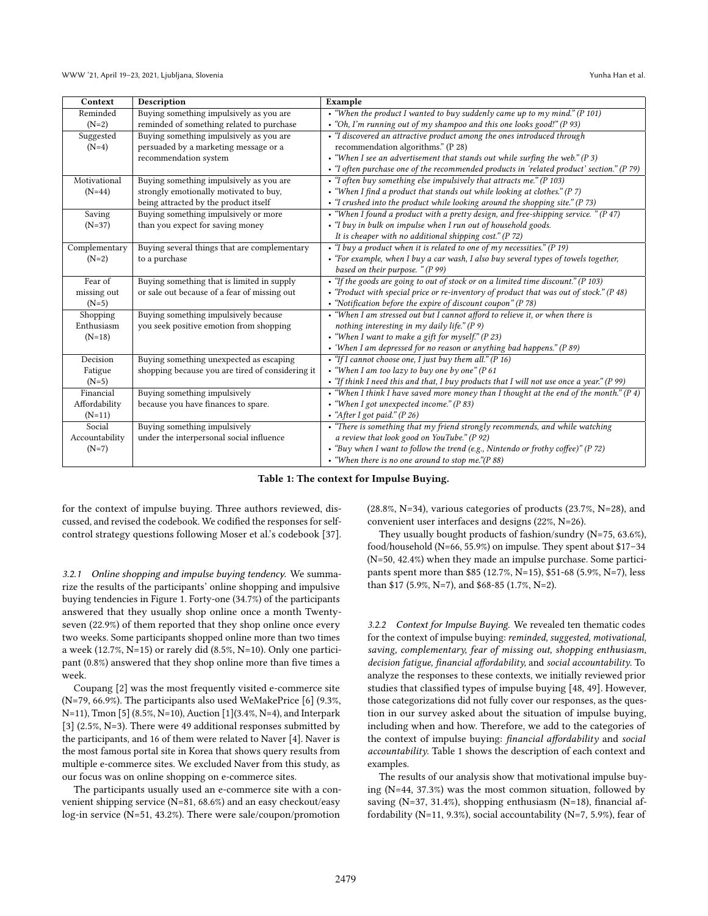| Context | Description | Example |
|---|---|---|
| Reminded (N=2) | Buying something impulsively as you are reminded of something related to purchase | • *"When the product I wanted to buy suddenly came up to my mind." (P 101)* • *"Oh, I'm running out of my shampoo and this one looks good!" (P 93)* |
| Suggested (N=4) | Buying something impulsively as you are persuaded by a marketing message or a recommendation system | • *"I discovered an attractive product among the ones introduced through recommendation algorithms." (P 28)* • *"When I see an advertisement that stands out while surfing the web." (P 3)* • *"I often purchase one of the recommended products in 'related product' section." (P 79)* |
| Motivational (N=44) | Buying something impulsively as you are strongly emotionally motivated to buy, being attracted by the product itself | • *"I often buy something else impulsively that attracts me." (P 103)* • *"When I find a product that stands out while looking at clothes." (P 7)* • *"I crushed into the product while looking around the shopping site." (P 73)* |
| Saving (N=37) | Buying something impulsively or more than you expect for saving money | • *"When I found a product with a pretty design, and free-shipping service. " (P 47)* • *"I buy in bulk on impulse when I run out of household goods. It is cheaper with no additional shipping cost." (P 72)* |
| Complementary (N=2) | Buying several things that are complementary to a purchase | • *"I buy a product when it is related to one of my necessities." (P 19)* • *"For example, when I buy a car wash, I also buy several types of towels together, based on their purpose. " (P 99)* |
| Fear of missing out (N=5) | Buying something that is limited in supply or sale out because of a fear of missing out | • *"If the goods are going to out of stock or on a limited time discount." (P 103)* • *"Product with special price or re-inventory of product that was out of stock." (P 48)* • *"Notification before the expire of discount coupon" (P 78)* |
| Shopping Enthusiasm (N=18) | Buying something impulsively because you seek positive emotion from shopping | • *"When I am stressed out but I cannot afford to relieve it, or when there is nothing interesting in my daily life." (P 9)* • *"When I want to make a gift for myself." (P 23)* • *'When I am depressed for no reason or anything bad happens." (P 89)* |
| Decision Fatigue (N=5) | Buying something unexpected as escaping shopping because you are tired of considering it | • *"If I cannot choose one, I just buy them all." (P 16)* • *"When I am too lazy to buy one by one" (P 61* • *"If think I need this and that, I buy products that I will not use once a year." (P 99)* |
| Financial Affordability (N=11) | Buying something impulsively because you have finances to spare. | • *"When I think I have saved more money than I thought at the end of the month." (P 4)* • *"When I got unexpected income." (P 83)* • *"After I got paid." (P 26)* |
| Social Accountability (N=7) | Buying something impulsively under the interpersonal social influence | • *"There is something that my friend strongly recommends, and while watching a review that look good on YouTube." (P 92)* • *"Buy when I want to follow the trend (e.g., Nintendo or frothy coffee)" (P 72)* • *"When there is no one around to stop me."(P 88)* |

**Table 1: The context for Impulse Buying.**

for the context of impulse buying. Three authors reviewed, discussed, and revised the codebook. We codified the responses for self-control strategy questions following Moser et al.'s codebook [37].

#### 3.2.1 Online shopping and impulse buying tendency.

We summarize the results of the participants' online shopping and impulsive buying tendencies in Figure 1. Forty-one (34.7%) of the participants answered that they usually shop online once a month Twenty-seven (22.9%) of them reported that they shop online once every two weeks. Some participants shopped online more than two times a week (12.7%, N=15) or rarely did (8.5%, N=10). Only one participant (0.8%) answered that they shop online more than five times a week.

Coupang [2] was the most frequently visited e-commerce site (N=79, 66.9%). The participants also used WeMakePrice [6] (9.3%, N=11), Tmon [5] (8.5%, N=10), Auction [1](3.4%, N=4), and Interpark [3] (2.5%, N=3). There were 49 additional responses submitted by the participants, and 16 of them were related to Naver [4]. Naver is the most famous portal site in Korea that shows query results from multiple e-commerce sites. We excluded Naver from this study, as our focus was on online shopping on e-commerce sites.

The participants usually used an e-commerce site with a convenient shipping service (N=81, 68.6%) and an easy checkout/easy log-in service (N=51, 43.2%). There were sale/coupon/promotion (28.8%, N=34), various categories of products (23.7%, N=28), and convenient user interfaces and designs (22%, N=26).

They usually bought products of fashion/sundry (N=75, 63.6%), food/household (N=66, 55.9%) on impulse. They spent about \$17−34 (N=50, 42.4%) when they made an impulse purchase. Some participants spent more than \$85 (12.7%, N=15), \$51-68 (5.9%, N=7), less than \$17 (5.9%, N=7), and \$68-85 (1.7%, N=2).

#### 3.2.2 Context for Impulse Buying.

We revealed ten thematic codes for the context of impulse buying: *reminded, suggested, motivational, saving, complementary, fear of missing out, shopping enthusiasm, decision fatigue, financial affordability,* and *social accountability.* To analyze the responses to these contexts, we initially reviewed prior studies that classified types of impulse buying [48, 49]. However, those categorizations did not fully cover our responses, as the question in our survey asked about the situation of impulse buying, including when and how. Therefore, we add to the categories of the context of impulse buying: *financial affordability* and *social accountability.* Table 1 shows the description of each context and examples.

The results of our analysis show that motivational impulse buying (N=44, 37.3%) was the most common situation, followed by saving (N=37, 31.4%), shopping enthusiasm (N=18), financial affordability (N=11, 9.3%), social accountability (N=7, 5.9%), fear of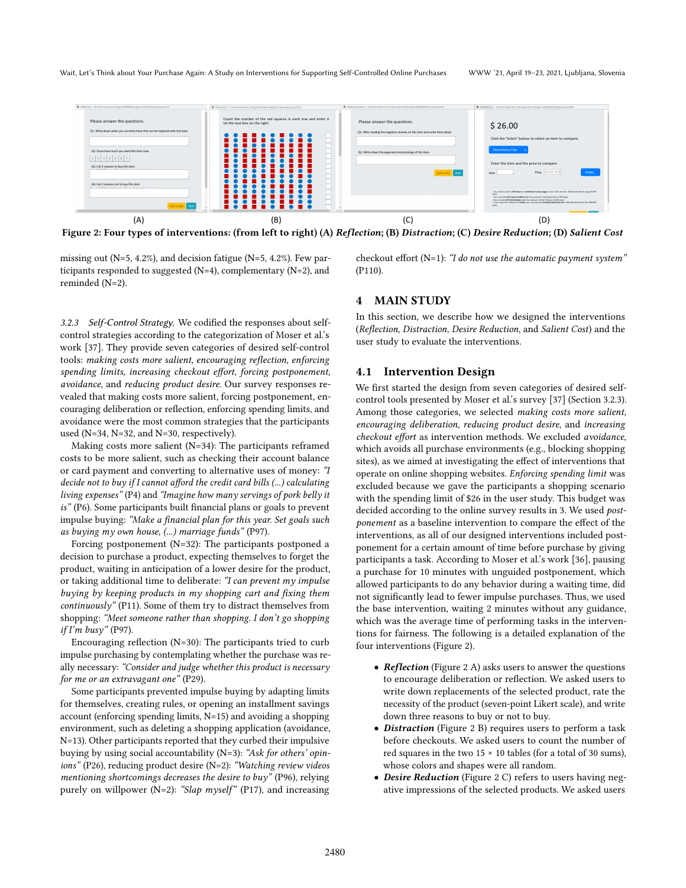Figure 2: Four types of interventions: (from left to right) (A) *Reflection*; (B) *Distraction*; (C) *Desire Reduction*; (D) *Salient Cost*

missing out (N=5, 4.2%), and decision fatigue (N=5, 4.2%). Few participants responded to suggested (N=4), complementary (N=2), and reminded (N=2).

#### 3.2.3 Self-Control Strategy.

We codified the responses about self-control strategies according to the categorization of Moser et al.'s work [37]. They provide seven categories of desired self-control tools: *making costs more salient, encouraging reflection, enforcing spending limits, increasing checkout effort, forcing postponement, avoidance*, and *reducing product desire*. Our survey responses revealed that making costs more salient, forcing postponement, encouraging deliberation or reflection, enforcing spending limits, and avoidance were the most common strategies that the participants used (N=34, N=32, and N=30, respectively).

Making costs more salient (N=34): The participants reframed costs to be more salient, such as checking their account balance or card payment and converting to alternative uses of money: *"I decide not to buy if I cannot afford the credit card bills (...) calculating living expenses"* (P4) and *"Imagine how many servings of pork belly it is"* (P6). Some participants built financial plans or goals to prevent impulse buying: *"Make a financial plan for this year. Set goals such as buying my own house, (...) marriage funds"* (P97).

Forcing postponement (N=32): The participants postponed a decision to purchase a product, expecting themselves to forget the product, waiting in anticipation of a lower desire for the product, or taking additional time to deliberate: *"I can prevent my impulse buying by keeping products in my shopping cart and fixing them continuously"* (P11). Some of them try to distract themselves from shopping: *"Meet someone rather than shopping. I don't go shopping if I'm busy"* (P97).

Encouraging reflection (N=30): The participants tried to curb impulse purchasing by contemplating whether the purchase was really necessary: *"Consider and judge whether this product is necessary for me or an extravagant one"* (P29).

Some participants prevented impulse buying by adapting limits for themselves, creating rules, or opening an installment savings account (enforcing spending limits, N=15) and avoiding a shopping environment, such as deleting a shopping application (avoidance, N=13). Other participants reported that they curbed their impulsive buying by using social accountability (N=3): *"Ask for others' opinions"* (P26), reducing product desire (N=2): *"Watching review videos mentioning shortcomings decreases the desire to buy"* (P96), relying purely on willpower (N=2): *"Slap myself"* (P17), and increasing checkout effort (N=1): *"I do not use the automatic payment system"* (P110).

## 4 MAIN STUDY

In this section, we describe how we designed the interventions (*Reflection, Distraction, Desire Reduction*, and *Salient Cost*) and the user study to evaluate the interventions.

### 4.1 Intervention Design

We first started the design from seven categories of desired self-control tools presented by Moser et al.'s survey [37] (Section 3.2.3). Among those categories, we selected *making costs more salient, encouraging deliberation, reducing product desire*, and *increasing checkout effort* as intervention methods. We excluded *avoidance*, which avoids all purchase environments (e.g., blocking shopping sites), as we aimed at investigating the effect of interventions that operate on online shopping websites. *Enforcing spending limit* was excluded because we gave the participants a shopping scenario with the spending limit of $26 in the user study. This budget was decided according to the online survey results in 3. We used *postponement* as a baseline intervention to compare the effect of the interventions, as all of our designed interventions included postponement for a certain amount of time before purchase by giving participants a task. According to Moser et al.'s work [36], pausing a purchase for 10 minutes with unguided postponement, which allowed participants to do any behavior during a waiting time, did not significantly lead to fewer impulse purchases. Thus, we used the base intervention, waiting 2 minutes without any guidance, which was the average time of performing tasks in the interventions for fairness. The following is a detailed explanation of the four interventions (Figure 2).

- ***Reflection*** (Figure 2 A) asks users to answer the questions to encourage deliberation or reflection. We asked users to write down replacements of the selected product, rate the necessity of the product (seven-point Likert scale), and write down three reasons to buy or not to buy.
- ***Distraction*** (Figure 2 B) requires users to perform a task before checkouts. We asked users to count the number of red squares in the two 15 × 10 tables (for a total of 30 sums), whose colors and shapes were all random.
- ***Desire Reduction*** (Figure 2 C) refers to users having negative impressions of the selected products. We asked users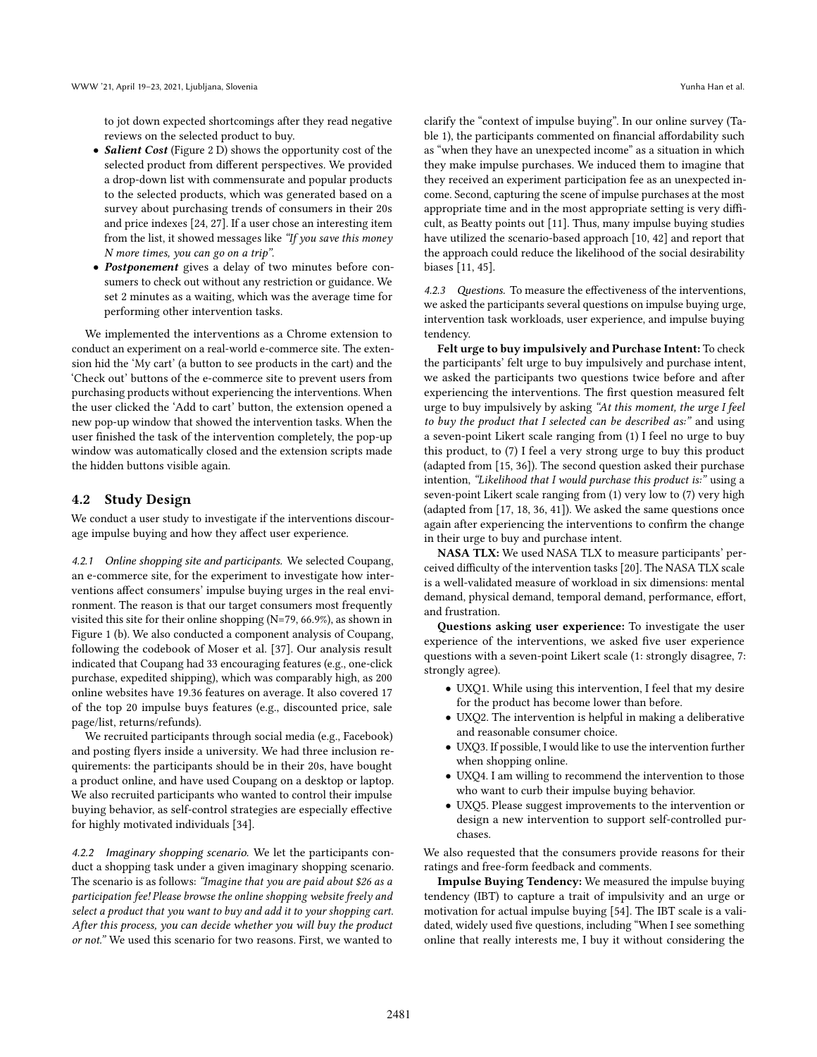to jot down expected shortcomings after they read negative reviews on the selected product to buy.

- ***Salient Cost*** (Figure 2 D) shows the opportunity cost of the selected product from different perspectives. We provided a drop-down list with commensurate and popular products to the selected products, which was generated based on a survey about purchasing trends of consumers in their 20s and price indexes [24, 27]. If a user chose an interesting item from the list, it showed messages like *"If you save this money N more times, you can go on a trip"*.
- ***Postponement*** gives a delay of two minutes before consumers to check out without any restriction or guidance. We set 2 minutes as a waiting, which was the average time for performing other intervention tasks.

We implemented the interventions as a Chrome extension to conduct an experiment on a real-world e-commerce site. The extension hid the 'My cart' (a button to see products in the cart) and the 'Check out' buttons of the e-commerce site to prevent users from purchasing products without experiencing the interventions. When the user clicked the 'Add to cart' button, the extension opened a new pop-up window that showed the intervention tasks. When the user finished the task of the intervention completely, the pop-up window was automatically closed and the extension scripts made the hidden buttons visible again.

## 4.2 Study Design

We conduct a user study to investigate if the interventions discourage impulse buying and how they affect user experience.

*4.2.1 Online shopping site and participants.* We selected Coupang, an e-commerce site, for the experiment to investigate how interventions affect consumers' impulse buying urges in the real environment. The reason is that our target consumers most frequently visited this site for their online shopping (N=79, 66.9%), as shown in Figure 1 (b). We also conducted a component analysis of Coupang, following the codebook of Moser et al. [37]. Our analysis result indicated that Coupang had 33 encouraging features (e.g., one-click purchase, expedited shipping), which was comparably high, as 200 online websites have 19.36 features on average. It also covered 17 of the top 20 impulse buys features (e.g., discounted price, sale page/list, returns/refunds).

We recruited participants through social media (e.g., Facebook) and posting flyers inside a university. We had three inclusion requirements: the participants should be in their 20s, have bought a product online, and have used Coupang on a desktop or laptop. We also recruited participants who wanted to control their impulse buying behavior, as self-control strategies are especially effective for highly motivated individuals [34].

*4.2.2 Imaginary shopping scenario.* We let the participants conduct a shopping task under a given imaginary shopping scenario. The scenario is as follows: *"Imagine that you are paid about $26 as a participation fee! Please browse the online shopping website freely and select a product that you want to buy and add it to your shopping cart. After this process, you can decide whether you will buy the product or not."* We used this scenario for two reasons. First, we wanted to clarify the "context of impulse buying". In our online survey (Table 1), the participants commented on financial affordability such as "when they have an unexpected income" as a situation in which they make impulse purchases. We induced them to imagine that they received an experiment participation fee as an unexpected income. Second, capturing the scene of impulse purchases at the most appropriate time and in the most appropriate setting is very difficult, as Beatty points out [11]. Thus, many impulse buying studies have utilized the scenario-based approach [10, 42] and report that the approach could reduce the likelihood of the social desirability biases [11, 45].

*4.2.3 Questions.* To measure the effectiveness of the interventions, we asked the participants several questions on impulse buying urge, intervention task workloads, user experience, and impulse buying tendency.

**Felt urge to buy impulsively and Purchase Intent:** To check the participants' felt urge to buy impulsively and purchase intent, we asked the participants two questions twice before and after experiencing the interventions. The first question measured felt urge to buy impulsively by asking *"At this moment, the urge I feel to buy the product that I selected can be described as:"* and using a seven-point Likert scale ranging from (1) I feel no urge to buy this product, to (7) I feel a very strong urge to buy this product (adapted from [15, 36]). The second question asked their purchase intention, *"Likelihood that I would purchase this product is:"* using a seven-point Likert scale ranging from (1) very low to (7) very high (adapted from [17, 18, 36, 41]). We asked the same questions once again after experiencing the interventions to confirm the change in their urge to buy and purchase intent.

**NASA TLX:** We used NASA TLX to measure participants' perceived difficulty of the intervention tasks [20]. The NASA TLX scale is a well-validated measure of workload in six dimensions: mental demand, physical demand, temporal demand, performance, effort, and frustration.

**Questions asking user experience:** To investigate the user experience of the interventions, we asked five user experience questions with a seven-point Likert scale (1: strongly disagree, 7: strongly agree).

- UXQ1. While using this intervention, I feel that my desire for the product has become lower than before.
- UXQ2. The intervention is helpful in making a deliberative and reasonable consumer choice.
- UXQ3. If possible, I would like to use the intervention further when shopping online.
- UXQ4. I am willing to recommend the intervention to those who want to curb their impulse buying behavior.
- UXQ5. Please suggest improvements to the intervention or design a new intervention to support self-controlled purchases.

We also requested that the consumers provide reasons for their ratings and free-form feedback and comments.

**Impulse Buying Tendency:** We measured the impulse buying tendency (IBT) to capture a trait of impulsivity and an urge or motivation for actual impulse buying [54]. The IBT scale is a validated, widely used five questions, including "When I see something online that really interests me, I buy it without considering the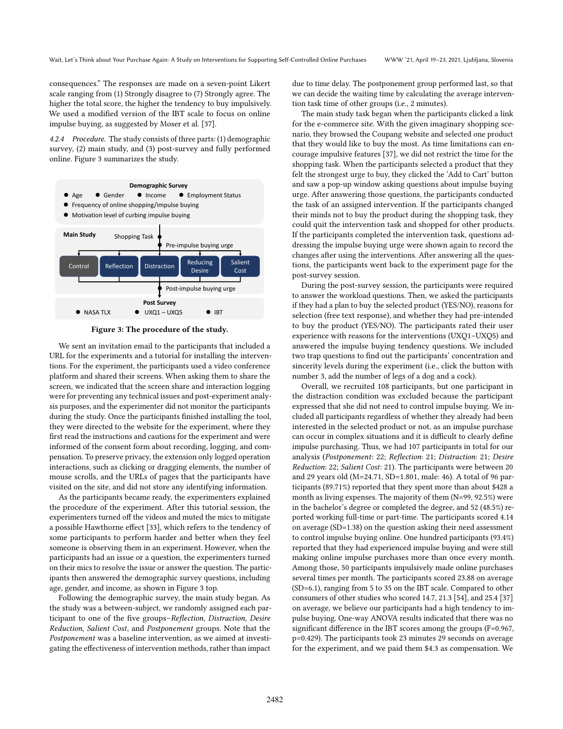consequences." The responses are made on a seven-point Likert scale ranging from (1) Strongly disagree to (7) Strongly agree. The higher the total score, the higher the tendency to buy impulsively. We used a modified version of the IBT scale to focus on online impulse buying, as suggested by Moser et al. [37].

#### 4.2.4 Procedure.

The study consists of three parts: (1) demographic survey, (2) main study, and (3) post-survey and fully performed online. Figure 3 summarizes the study.

**Demographic Survey**
- Age
- Gender
- Income
- Employment Status
- Frequency of online shopping/impulse buying
- Motivation level of curbing impulse buying

**Main Study**
- Shopping Task
- Pre-impulse buying urge
- Control | Reflection | Distraction | Reducing Desire | Salient Cost
- Post-impulse buying urge

**Post Survey**
- NASA TLX
- UXQ1 – UXQ5
- IBT

**Figure 3: The procedure of the study.**

We sent an invitation email to the participants that included a URL for the experiments and a tutorial for installing the interventions. For the experiment, the participants used a video conference platform and shared their screens. When asking them to share the screen, we indicated that the screen share and interaction logging were for preventing any technical issues and post-experiment analysis purposes, and the experimenter did not monitor the participants during the study. Once the participants finished installing the tool, they were directed to the website for the experiment, where they first read the instructions and cautions for the experiment and were informed of the consent form about recording, logging, and compensation. To preserve privacy, the extension only logged operation interactions, such as clicking or dragging elements, the number of mouse scrolls, and the URLs of pages that the participants have visited on the site, and did not store any identifying information.

As the participants became ready, the experimenters explained the procedure of the experiment. After this tutorial session, the experimenters turned off the videos and muted the mics to mitigate a possible Hawthorne effect [33], which refers to the tendency of some participants to perform harder and better when they feel someone is observing them in an experiment. However, when the participants had an issue or a question, the experimenters turned on their mics to resolve the issue or answer the question. The participants then answered the demographic survey questions, including age, gender, and income, as shown in Figure 3 top.

Following the demographic survey, the main study began. As the study was a between-subject, we randomly assigned each participant to one of the five groups–*Reflection*, *Distraction*, *Desire Reduction*, *Salient Cost*, and *Postponement* groups. Note that the *Postponement* was a baseline intervention, as we aimed at investigating the effectiveness of intervention methods, rather than impact due to time delay. The postponement group performed last, so that we can decide the waiting time by calculating the average intervention task time of other groups (i.e., 2 minutes).

The main study task began when the participants clicked a link for the e-commerce site. With the given imaginary shopping scenario, they browsed the Coupang website and selected one product that they would like to buy the most. As time limitations can encourage impulsive features [37], we did not restrict the time for the shopping task. When the participants selected a product that they felt the strongest urge to buy, they clicked the 'Add to Cart' button and saw a pop-up window asking questions about impulse buying urge. After answering those questions, the participants conducted the task of an assigned intervention. If the participants changed their minds not to buy the product during the shopping task, they could quit the intervention task and shopped for other products. If the participants completed the intervention task, questions addressing the impulse buying urge were shown again to record the changes after using the interventions. After answering all the questions, the participants went back to the experiment page for the post-survey session.

During the post-survey session, the participants were required to answer the workload questions. Then, we asked the participants if they had a plan to buy the selected product (YES/NO), reasons for selection (free text response), and whether they had pre-intended to buy the product (YES/NO). The participants rated their user experience with reasons for the interventions (UXQ1–UXQ5) and answered the impulse buying tendency questions. We included two trap questions to find out the participants' concentration and sincerity levels during the experiment (i.e., click the button with number 3, add the number of legs of a dog and a cock).

Overall, we recruited 108 participants, but one participant in the distraction condition was excluded because the participant expressed that she did not need to control impulse buying. We included all participants regardless of whether they already had been interested in the selected product or not, as an impulse purchase can occur in complex situations and it is difficult to clearly define impulse purchasing. Thus, we had 107 participants in total for our analysis (*Postponement*: 22; *Reflection*: 21; *Distraction*: 21; *Desire Reduction*: 22; *Salient Cost*: 21). The participants were between 20 and 29 years old (M=24.71, SD=1.801, male: 46). A total of 96 participants (89.71%) reported that they spent more than about $428 a month as living expenses. The majority of them (N=99, 92.5%) were in the bachelor's degree or completed the degree, and 52 (48.5%) reported working full-time or part-time. The participants scored 4.14 on average (SD=1.38) on the question asking their need assessment to control impulse buying online. One hundred participants (93.4%) reported that they had experienced impulse buying and were still making online impulse purchases more than once every month. Among those, 50 participants impulsively made online purchases several times per month. The participants scored 23.88 on average (SD=6.1), ranging from 5 to 35 on the IBT scale. Compared to other consumers of other studies who scored 14.7, 21.3 [54], and 25.4 [37] on average, we believe our participants had a high tendency to impulse buying. One-way ANOVA results indicated that there was no significant difference in the IBT scores among the groups (F=0.967, p=0.429). The participants took 23 minutes 29 seconds on average for the experiment, and we paid them $4.3 as compensation. We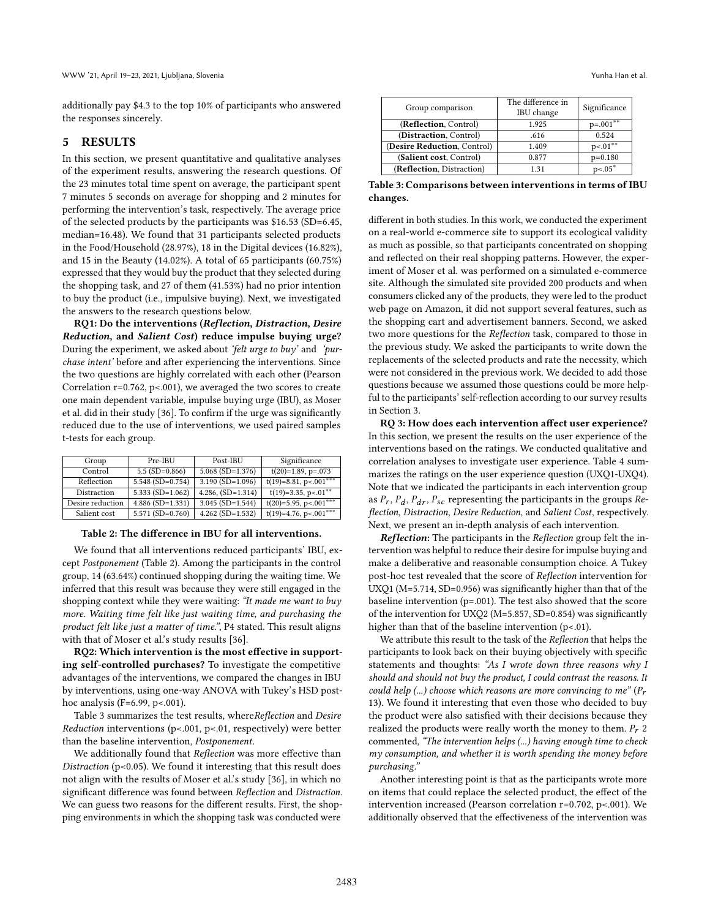additionally pay $4.3 to the top 10% of participants who answered the responses sincerely.

## 5 RESULTS

In this section, we present quantitative and qualitative analyses of the experiment results, answering the research questions. Of the 23 minutes total time spent on average, the participant spent 7 minutes 5 seconds on average for shopping and 2 minutes for performing the intervention's task, respectively. The average price of the selected products by the participants was $16.53 (SD=6.45, median=16.48). We found that 31 participants selected products in the Food/Household (28.97%), 18 in the Digital devices (16.82%), and 15 in the Beauty (14.02%). A total of 65 participants (60.75%) expressed that they would buy the product that they selected during the shopping task, and 27 of them (41.53%) had no prior intention to buy the product (i.e., impulsive buying). Next, we investigated the answers to the research questions below.

**RQ1: Do the interventions (*Reflection*, *Distraction*, *Desire Reduction*, and *Salient Cost*) reduce impulse buying urge?** During the experiment, we asked about *'felt urge to buy'* and *'purchase intent'* before and after experiencing the interventions. Since the two questions are highly correlated with each other (Pearson Correlation r=0.762, p<.001), we averaged the two scores to create one main dependent variable, impulse buying urge (IBU), as Moser et al. did in their study [36]. To confirm if the urge was significantly reduced due to the use of interventions, we used paired samples t-tests for each group.

| Group | Pre-IBU | Post-IBU | Significance |
|---|---|---|---|
| Control | 5.5 (SD=0.866) | 5.068 (SD=1.376) | t(20)=1.89, p=.073 |
| Reflection | 5.548 (SD=0.754) | 3.190 (SD=1.096) | t(19)=8.81, p<.001*** |
| Distraction | 5.333 (SD=1.062) | 4.286, (SD=1.314) | t(19)=3.35, p<.01** |
| Desire reduction | 4.886 (SD=1.331) | 3.045 (SD=1.544) | t(20)=5.95, p<.001*** |
| Salient cost | 5.571 (SD=0.760) | 4.262 (SD=1.532) | t(19)=4.76, p<.001*** |

**Table 2: The difference in IBU for all interventions.**

We found that all interventions reduced participants' IBU, except *Postponement* (Table 2). Among the participants in the control group, 14 (63.64%) continued shopping during the waiting time. We inferred that this result was because they were still engaged in the shopping context while they were waiting: *"It made me want to buy more. Waiting time felt like just waiting time, and purchasing the product felt like just a matter of time."*, P4 stated. This result aligns with that of Moser et al.'s study results [36].

**RQ2: Which intervention is the most effective in supporting self-controlled purchases?** To investigate the competitive advantages of the interventions, we compared the changes in IBU by interventions, using one-way ANOVA with Tukey's HSD post-hoc analysis (F=6.99, p<.001).

Table 3 summarizes the test results, where*Reflection* and *Desire Reduction* interventions (p<.001, p<.01, respectively) were better than the baseline intervention, *Postponement*.

We additionally found that *Reflection* was more effective than *Distraction* (p<0.05). We found it interesting that this result does not align with the results of Moser et al.'s study [36], in which no significant difference was found between *Reflection* and *Distraction*. We can guess two reasons for the different results. First, the shopping environments in which the shopping task was conducted were different in both studies. In this work, we conducted the experiment on a real-world e-commerce site to support its ecological validity as much as possible, so that participants concentrated on shopping and reflected on their real shopping patterns. However, the experiment of Moser et al. was performed on a simulated e-commerce site. Although the simulated site provided 200 products and when consumers clicked any of the products, they were led to the product web page on Amazon, it did not support several features, such as the shopping cart and advertisement banners. Second, we asked two more questions for the *Reflection* task, compared to those in the previous study. We asked the participants to write down the replacements of the selected products and rate the necessity, which were not considered in the previous work. We decided to add those questions because we assumed those questions could be more helpful to the participants' self-reflection according to our survey results in Section 3.

| Group comparison | The difference in IBU change | Significance |
|---|---|---|
| (**Reflection**, Control) | 1.925 | p=.001** |
| (**Distraction**, Control) | .616 | 0.524 |
| (**Desire Reduction**, Control) | 1.409 | p<.01** |
| (**Salient cost**, Control) | 0.877 | p=0.180 |
| (**Reflection**, Distraction) | 1.31 | p<.05* |

**Table 3: Comparisons between interventions in terms of IBU changes.**

**RQ 3: How does each intervention affect user experience?** In this section, we present the results on the user experience of the interventions based on the ratings. We conducted qualitative and correlation analyses to investigate user experience. Table 4 summarizes the ratings on the user experience question (UXQ1-UXQ4). Note that we indicated the participants in each intervention group as $P_r$, $P_d$, $P_{dr}$, $P_{sc}$ representing the participants in the groups *Reflection*, *Distraction*, *Desire Reduction*, and *Salient Cost*, respectively. Next, we present an in-depth analysis of each intervention.

***Reflection***: The participants in the *Reflection* group felt the intervention was helpful to reduce their desire for impulse buying and make a deliberative and reasonable consumption choice. A Tukey post-hoc test revealed that the score of *Reflection* intervention for UXQ1 (M=5.714, SD=0.956) was significantly higher than that of the baseline intervention (p=.001). The test also showed that the score of the intervention for UXQ2 (M=5.857, SD=0.854) was significantly higher than that of the baseline intervention (p<.01).

We attribute this result to the task of the *Reflection* that helps the participants to look back on their buying objectively with specific statements and thoughts: *"As I wrote down three reasons why I should and should not buy the product, I could contrast the reasons. It could help (...) choose which reasons are more convincing to me"* ($P_r$ 13). We found it interesting that even those who decided to buy the product were also satisfied with their decisions because they realized the products were really worth the money to them. $P_r$ 2 commented, *"The intervention helps (...) having enough time to check my consumption, and whether it is worth spending the money before purchasing."*

Another interesting point is that as the participants wrote more on items that could replace the selected product, the effect of the intervention increased (Pearson correlation r=0.702, p<.001). We additionally observed that the effectiveness of the intervention was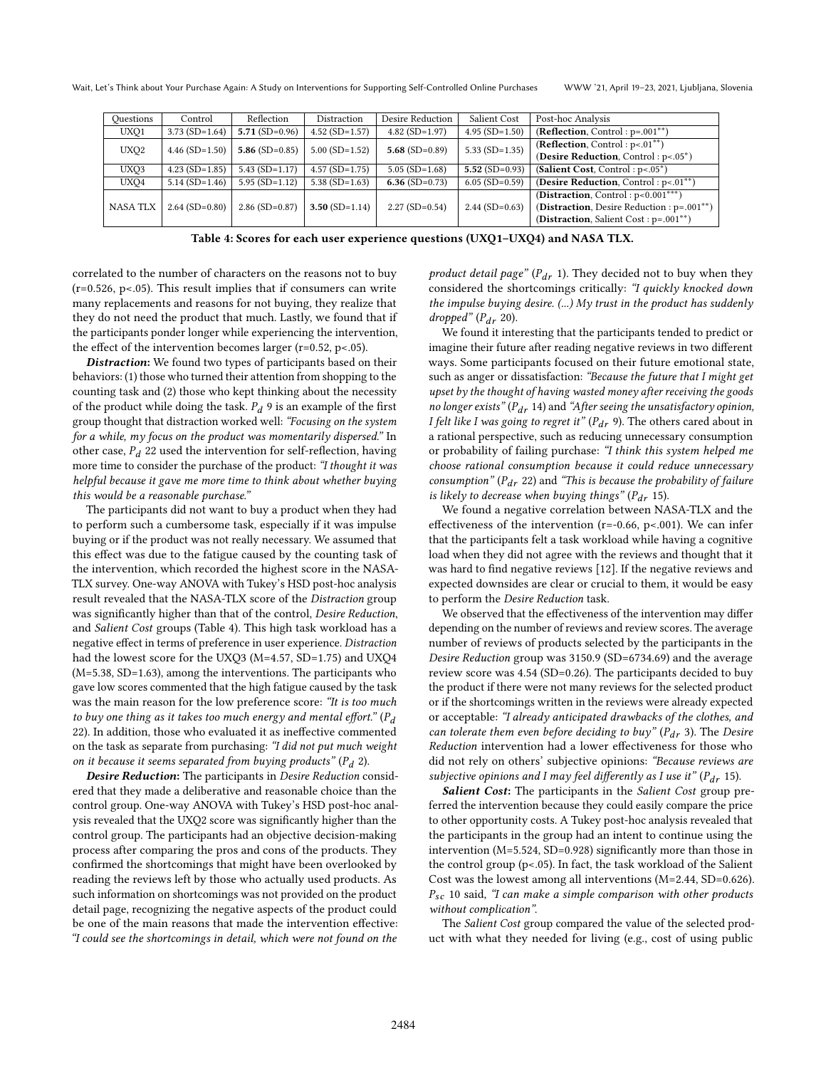| Questions | Control | Reflection | Distraction | Desire Reduction | Salient Cost | Post-hoc Analysis |
|---|---|---|---|---|---|---|
| UXQ1 | 3.73 (SD=1.64) | **5.71** (SD=0.96) | 4.52 (SD=1.57) | 4.82 (SD=1.97) | 4.95 (SD=1.50) | (**Reflection**, Control : p=.001**) |
| UXQ2 | 4.46 (SD=1.50) | **5.86** (SD=0.85) | 5.00 (SD=1.52) | **5.68** (SD=0.89) | 5.33 (SD=1.35) | (**Reflection**, Control : p<.01**) (**Desire Reduction**, Control : p<.05*) |
| UXQ3 | 4.23 (SD=1.85) | 5.43 (SD=1.17) | 4.57 (SD=1.75) | 5.05 (SD=1.68) | **5.52** (SD=0.93) | (**Salient Cost**, Control : p<.05*) |
| UXQ4 | 5.14 (SD=1.46) | 5.95 (SD=1.12) | 5.38 (SD=1.63) | **6.36** (SD=0.73) | 6.05 (SD=0.59) | (**Desire Reduction**, Control : p<.01**) |
| NASA TLX | 2.64 (SD=0.80) | 2.86 (SD=0.87) | **3.50** (SD=1.14) | 2.27 (SD=0.54) | 2.44 (SD=0.63) | (**Distraction**, Control : p<0.001***) (**Distraction**, Desire Reduction : p=.001**) (**Distraction**, Salient Cost : p=.001**) |

**Table 4: Scores for each user experience questions (UXQ1–UXQ4) and NASA TLX.**

correlated to the number of characters on the reasons not to buy (r=0.526, p<.05). This result implies that if consumers can write many replacements and reasons for not buying, they realize that they do not need the product that much. Lastly, we found that if the participants ponder longer while experiencing the intervention, the effect of the intervention becomes larger (r=0.52, p<.05).

***Distraction***: We found two types of participants based on their behaviors: (1) those who turned their attention from shopping to the counting task and (2) those who kept thinking about the necessity of the product while doing the task. $P_d$ 9 is an example of the first group thought that distraction worked well: *"Focusing on the system for a while, my focus on the product was momentarily dispersed."* In other case, $P_d$ 22 used the intervention for self-reflection, having more time to consider the purchase of the product: *"I thought it was helpful because it gave me more time to think about whether buying this would be a reasonable purchase."*

The participants did not want to buy a product when they had to perform such a cumbersome task, especially if it was impulse buying or if the product was not really necessary. We assumed that this effect was due to the fatigue caused by the counting task of the intervention, which recorded the highest score in the NASA-TLX survey. One-way ANOVA with Tukey's HSD post-hoc analysis result revealed that the NASA-TLX score of the *Distraction* group was significantly higher than that of the control, *Desire Reduction*, and *Salient Cost* groups (Table 4). This high task workload has a negative effect in terms of preference in user experience. *Distraction* had the lowest score for the UXQ3 (M=4.57, SD=1.75) and UXQ4 (M=5.38, SD=1.63), among the interventions. The participants who gave low scores commented that the high fatigue caused by the task was the main reason for the low preference score: *"It is too much to buy one thing as it takes too much energy and mental effort."* ($P_d$ 22). In addition, those who evaluated it as ineffective commented on the task as separate from purchasing: *"I did not put much weight on it because it seems separated from buying products"* ($P_d$ 2).

***Desire Reduction***: The participants in *Desire Reduction* considered that they made a deliberative and reasonable choice than the control group. One-way ANOVA with Tukey's HSD post-hoc analysis revealed that the UXQ2 score was significantly higher than the control group. The participants had an objective decision-making process after comparing the pros and cons of the products. They confirmed the shortcomings that might have been overlooked by reading the reviews left by those who actually used products. As such information on shortcomings was not provided on the product detail page, recognizing the negative aspects of the product could be one of the main reasons that made the intervention effective: *"I could see the shortcomings in detail, which were not found on the product detail page"* ($P_{dr}$ 1). They decided not to buy when they considered the shortcomings critically: *"I quickly knocked down the impulse buying desire. (...) My trust in the product has suddenly dropped"* ($P_{dr}$ 20).

We found it interesting that the participants tended to predict or imagine their future after reading negative reviews in two different ways. Some participants focused on their future emotional state, such as anger or dissatisfaction: *"Because the future that I might get upset by the thought of having wasted money after receiving the goods no longer exists"* ($P_{dr}$ 14) and *"After seeing the unsatisfactory opinion, I felt like I was going to regret it"* ($P_{dr}$ 9). The others cared about in a rational perspective, such as reducing unnecessary consumption or probability of failing purchase: *"I think this system helped me choose rational consumption because it could reduce unnecessary consumption"* ($P_{dr}$ 22) and *"This is because the probability of failure is likely to decrease when buying things"* ($P_{dr}$ 15).

We found a negative correlation between NASA-TLX and the effectiveness of the intervention (r=-0.66, p<.001). We can infer that the participants felt a task workload while having a cognitive load when they did not agree with the reviews and thought that it was hard to find negative reviews [12]. If the negative reviews and expected downsides are clear or crucial to them, it would be easy to perform the *Desire Reduction* task.

We observed that the effectiveness of the intervention may differ depending on the number of reviews and review scores. The average number of reviews of products selected by the participants in the *Desire Reduction* group was 3150.9 (SD=6734.69) and the average review score was 4.54 (SD=0.26). The participants decided to buy the product if there were not many reviews for the selected product or if the shortcomings written in the reviews were already expected or acceptable: *"I already anticipated drawbacks of the clothes, and can tolerate them even before deciding to buy"* ($P_{dr}$ 3). The *Desire Reduction* intervention had a lower effectiveness for those who did not rely on others' subjective opinions: *"Because reviews are subjective opinions and I may feel differently as I use it"* ($P_{dr}$ 15).

***Salient Cost***: The participants in the *Salient Cost* group preferred the intervention because they could easily compare the price to other opportunity costs. A Tukey post-hoc analysis revealed that the participants in the group had an intent to continue using the intervention (M=5.524, SD=0.928) significantly more than those in the control group (p<.05). In fact, the task workload of the Salient Cost was the lowest among all interventions (M=2.44, SD=0.626). $P_{sc}$ 10 said, *"I can make a simple comparison with other products without complication"*.

The *Salient Cost* group compared the value of the selected product with what they needed for living (e.g., cost of using public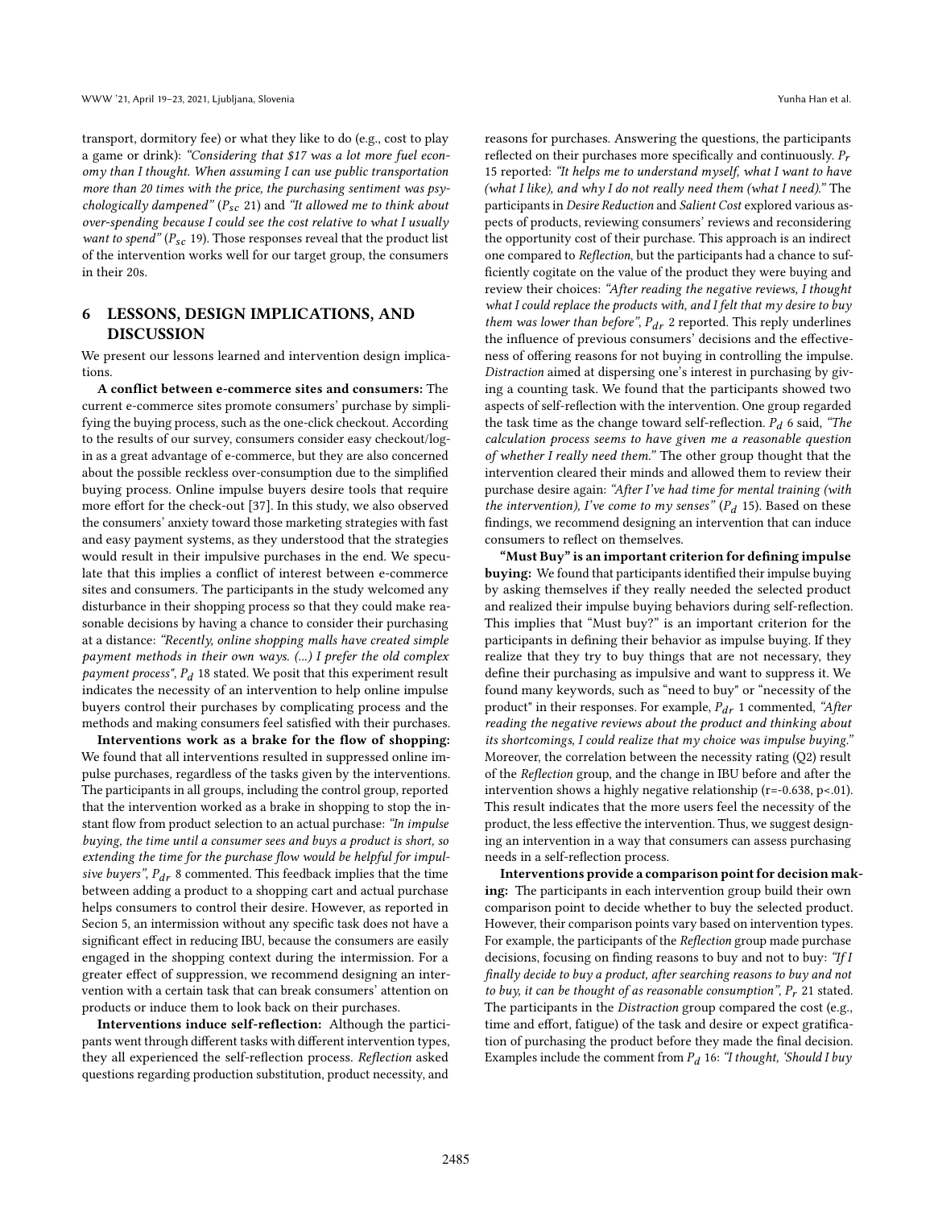transport, dormitory fee) or what they like to do (e.g., cost to play a game or drink): *"Considering that $17 was a lot more fuel economy than I thought. When assuming I can use public transportation more than 20 times with the price, the purchasing sentiment was psychologically dampened"* ($P_{sc}$ 21) and *"It allowed me to think about over-spending because I could see the cost relative to what I usually want to spend"* ($P_{sc}$ 19). Those responses reveal that the product list of the intervention works well for our target group, the consumers in their 20s.

## 6 LESSONS, DESIGN IMPLICATIONS, AND DISCUSSION

We present our lessons learned and intervention design implications.

**A conflict between e-commerce sites and consumers:** The current e-commerce sites promote consumers' purchase by simplifying the buying process, such as the one-click checkout. According to the results of our survey, consumers consider easy checkout/login as a great advantage of e-commerce, but they are also concerned about the possible reckless over-consumption due to the simplified buying process. Online impulse buyers desire tools that require more effort for the check-out [37]. In this study, we also observed the consumers' anxiety toward those marketing strategies with fast and easy payment systems, as they understood that the strategies would result in their impulsive purchases in the end. We speculate that this implies a conflict of interest between e-commerce sites and consumers. The participants in the study welcomed any disturbance in their shopping process so that they could make reasonable decisions by having a chance to consider their purchasing at a distance: *"Recently, online shopping malls have created simple payment methods in their own ways. (...) I prefer the old complex payment process"*, $P_d$ 18 stated. We posit that this experiment result indicates the necessity of an intervention to help online impulse buyers control their purchases by complicating process and the methods and making consumers feel satisfied with their purchases.

**Interventions work as a brake for the flow of shopping:** We found that all interventions resulted in suppressed online impulse purchases, regardless of the tasks given by the interventions. The participants in all groups, including the control group, reported that the intervention worked as a brake in shopping to stop the instant flow from product selection to an actual purchase: *"In impulse buying, the time until a consumer sees and buys a product is short, so extending the time for the purchase flow would be helpful for impulsive buyers"*, $P_{dr}$ 8 commented. This feedback implies that the time between adding a product to a shopping cart and actual purchase helps consumers to control their desire. However, as reported in Secion 5, an intermission without any specific task does not have a significant effect in reducing IBU, because the consumers are easily engaged in the shopping context during the intermission. For a greater effect of suppression, we recommend designing an intervention with a certain task that can break consumers' attention on products or induce them to look back on their purchases.

**Interventions induce self-reflection:** Although the participants went through different tasks with different intervention types, they all experienced the self-reflection process. *Reflection* asked questions regarding production substitution, product necessity, and reasons for purchases. Answering the questions, the participants reflected on their purchases more specifically and continuously. $P_r$ 15 reported: *"It helps me to understand myself, what I want to have (what I like), and why I do not really need them (what I need)."* The participants in *Desire Reduction* and *Salient Cost* explored various aspects of products, reviewing consumers' reviews and reconsidering the opportunity cost of their purchase. This approach is an indirect one compared to *Reflection*, but the participants had a chance to sufficiently cogitate on the value of the product they were buying and review their choices: *"After reading the negative reviews, I thought what I could replace the products with, and I felt that my desire to buy them was lower than before"*, $P_{dr}$ 2 reported. This reply underlines the influence of previous consumers' decisions and the effectiveness of offering reasons for not buying in controlling the impulse. *Distraction* aimed at dispersing one's interest in purchasing by giving a counting task. We found that the participants showed two aspects of self-reflection with the intervention. One group regarded the task time as the change toward self-reflection. $P_d$ 6 said, *"The calculation process seems to have given me a reasonable question of whether I really need them."* The other group thought that the intervention cleared their minds and allowed them to review their purchase desire again: *"After I've had time for mental training (with the intervention), I've come to my senses"* ($P_d$ 15). Based on these findings, we recommend designing an intervention that can induce consumers to reflect on themselves.

**"Must Buy" is an important criterion for defining impulse buying:** We found that participants identified their impulse buying by asking themselves if they really needed the selected product and realized their impulse buying behaviors during self-reflection. This implies that "Must buy?" is an important criterion for the participants in defining their behavior as impulse buying. If they realize that they try to buy things that are not necessary, they define their purchasing as impulsive and want to suppress it. We found many keywords, such as "need to buy" or "necessity of the product" in their responses. For example, $P_{dr}$ 1 commented, *"After reading the negative reviews about the product and thinking about its shortcomings, I could realize that my choice was impulse buying."* Moreover, the correlation between the necessity rating (Q2) result of the *Reflection* group, and the change in IBU before and after the intervention shows a highly negative relationship ($r=-0.638$, $p<.01$). This result indicates that the more users feel the necessity of the product, the less effective the intervention. Thus, we suggest designing an intervention in a way that consumers can assess purchasing needs in a self-reflection process.

**Interventions provide a comparison point for decision making:** The participants in each intervention group build their own comparison point to decide whether to buy the selected product. However, their comparison points vary based on intervention types. For example, the participants of the *Reflection* group made purchase decisions, focusing on finding reasons to buy and not to buy: *"If I finally decide to buy a product, after searching reasons to buy and not to buy, it can be thought of as reasonable consumption"*, $P_r$ 21 stated. The participants in the *Distraction* group compared the cost (e.g., time and effort, fatigue) of the task and desire or expect gratification of purchasing the product before they made the final decision. Examples include the comment from $P_d$ 16: *"I thought, 'Should I buy*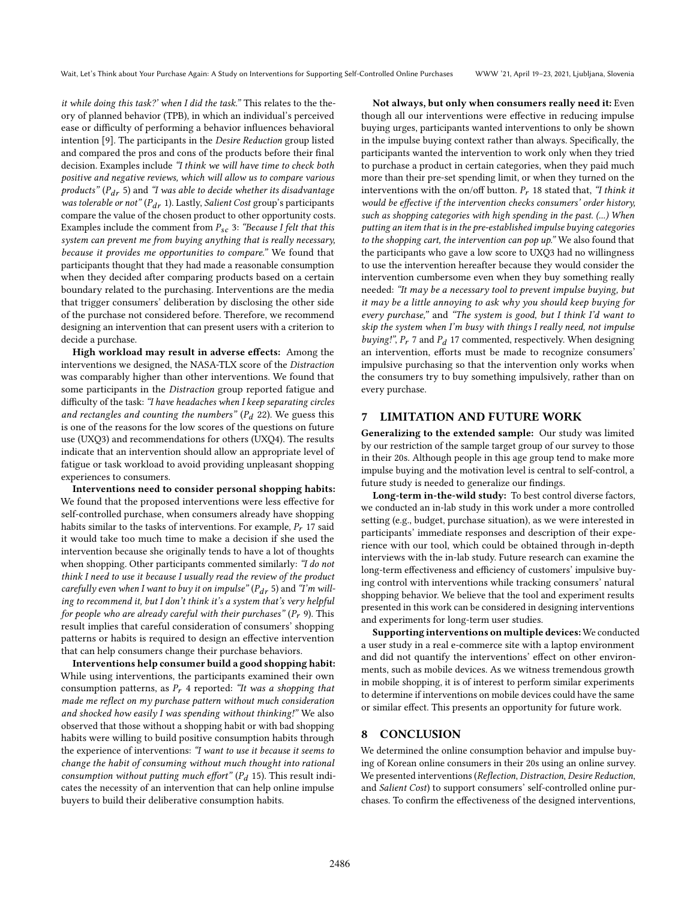it while doing this task?' when I did the task." This relates to the theory of planned behavior (TPB), in which an individual's perceived ease or difficulty of performing a behavior influences behavioral intention [9]. The participants in the *Desire Reduction* group listed and compared the pros and cons of the products before their final decision. Examples include *"I think we will have time to check both positive and negative reviews, which will allow us to compare various products"* ($P_{dr}$ 5) and *"I was able to decide whether its disadvantage was tolerable or not"* ($P_{dr}$ 1). Lastly, *Salient Cost* group's participants compare the value of the chosen product to other opportunity costs. Examples include the comment from $P_{sc}$ 3: *"Because I felt that this system can prevent me from buying anything that is really necessary, because it provides me opportunities to compare."* We found that participants thought that they had made a reasonable consumption when they decided after comparing products based on a certain boundary related to the purchasing. Interventions are the media that trigger consumers' deliberation by disclosing the other side of the purchase not considered before. Therefore, we recommend designing an intervention that can present users with a criterion to decide a purchase.

**High workload may result in adverse effects:** Among the interventions we designed, the NASA-TLX score of the *Distraction* was comparably higher than other interventions. We found that some participants in the *Distraction* group reported fatigue and difficulty of the task: *"I have headaches when I keep separating circles and rectangles and counting the numbers"* ($P_d$ 22). We guess this is one of the reasons for the low scores of the questions on future use (UXQ3) and recommendations for others (UXQ4). The results indicate that an intervention should allow an appropriate level of fatigue or task workload to avoid providing unpleasant shopping experiences to consumers.

**Interventions need to consider personal shopping habits:** We found that the proposed interventions were less effective for self-controlled purchase, when consumers already have shopping habits similar to the tasks of interventions. For example, $P_r$ 17 said it would take too much time to make a decision if she used the intervention because she originally tends to have a lot of thoughts when shopping. Other participants commented similarly: *"I do not think I need to use it because I usually read the review of the product carefully even when I want to buy it on impulse"* ($P_{dr}$ 5) and *"I'm willing to recommend it, but I don't think it's a system that's very helpful for people who are already careful with their purchases"* ($P_r$ 9). This result implies that careful consideration of consumers' shopping patterns or habits is required to design an effective intervention that can help consumers change their purchase behaviors.

**Interventions help consumer build a good shopping habit:** While using interventions, the participants examined their own consumption patterns, as $P_r$ 4 reported: *"It was a shopping that made me reflect on my purchase pattern without much consideration and shocked how easily I was spending without thinking!"* We also observed that those without a shopping habit or with bad shopping habits were willing to build positive consumption habits through the experience of interventions: *"I want to use it because it seems to change the habit of consuming without much thought into rational consumption without putting much effort"* ($P_d$ 15). This result indicates the necessity of an intervention that can help online impulse buyers to build their deliberative consumption habits.

**Not always, but only when consumers really need it:** Even though all our interventions were effective in reducing impulse buying urges, participants wanted interventions to only be shown in the impulse buying context rather than always. Specifically, the participants wanted the intervention to work only when they tried to purchase a product in certain categories, when they paid much more than their pre-set spending limit, or when they turned on the interventions with the on/off button. $P_r$ 18 stated that, *"I think it would be effective if the intervention checks consumers' order history, such as shopping categories with high spending in the past. (...) When putting an item that is in the pre-established impulse buying categories to the shopping cart, the intervention can pop up."* We also found that the participants who gave a low score to UXQ3 had no willingness to use the intervention hereafter because they would consider the intervention cumbersome even when they buy something really needed: *"It may be a necessary tool to prevent impulse buying, but it may be a little annoying to ask why you should keep buying for every purchase,"* and *"The system is good, but I think I'd want to skip the system when I'm busy with things I really need, not impulse buying!"*, $P_r$ 7 and $P_d$ 17 commented, respectively. When designing an intervention, efforts must be made to recognize consumers' impulsive purchasing so that the intervention only works when the consumers try to buy something impulsively, rather than on every purchase.

## 7 LIMITATION AND FUTURE WORK

**Generalizing to the extended sample:** Our study was limited by our restriction of the sample target group of our survey to those in their 20s. Although people in this age group tend to make more impulse buying and the motivation level is central to self-control, a future study is needed to generalize our findings.

**Long-term in-the-wild study:** To best control diverse factors, we conducted an in-lab study in this work under a more controlled setting (e.g., budget, purchase situation), as we were interested in participants' immediate responses and description of their experience with our tool, which could be obtained through in-depth interviews with the in-lab study. Future research can examine the long-term effectiveness and efficiency of customers' impulsive buying control with interventions while tracking consumers' natural shopping behavior. We believe that the tool and experiment results presented in this work can be considered in designing interventions and experiments for long-term user studies.

**Supporting interventions on multiple devices:** We conducted a user study in a real e-commerce site with a laptop environment and did not quantify the interventions' effect on other environments, such as mobile devices. As we witness tremendous growth in mobile shopping, it is of interest to perform similar experiments to determine if interventions on mobile devices could have the same or similar effect. This presents an opportunity for future work.

## 8 CONCLUSION

We determined the online consumption behavior and impulse buying of Korean online consumers in their 20s using an online survey. We presented interventions (*Reflection*, *Distraction*, *Desire Reduction*, and *Salient Cost*) to support consumers' self-controlled online purchases. To confirm the effectiveness of the designed interventions,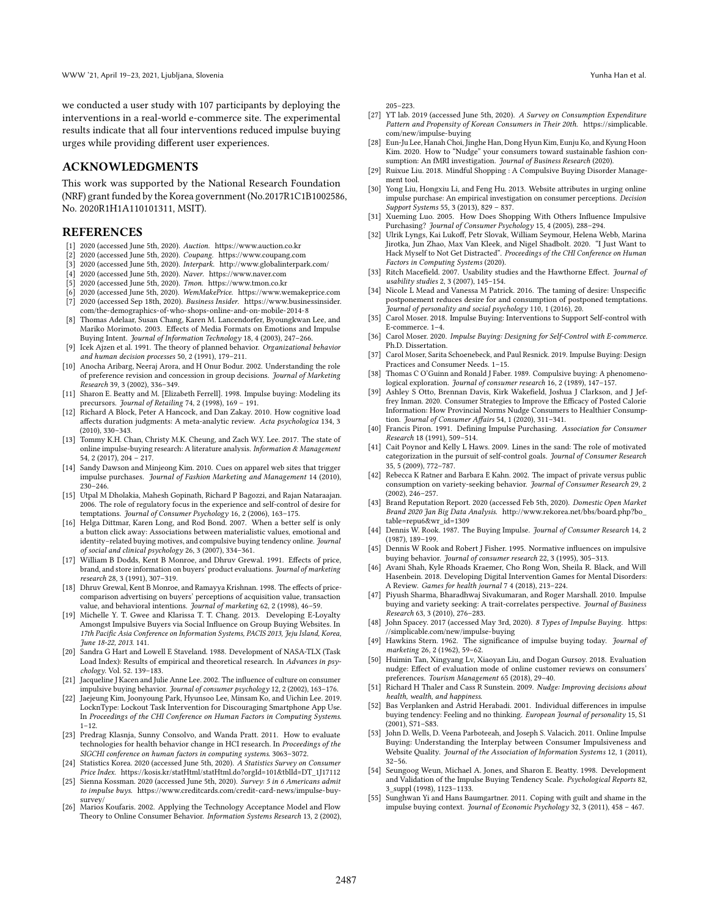we conducted a user study with 107 participants by deploying the interventions in a real-world e-commerce site. The experimental results indicate that all four interventions reduced impulse buying urges while providing different user experiences.

## ACKNOWLEDGMENTS

This work was supported by the National Research Foundation (NRF) grant funded by the Korea government (No.2017R1C1B1002586, No. 2020R1H1A110101311, MSIT).

## REFERENCES

- [1] 2020 (accessed June 5th, 2020). *Auction.* https://www.auction.co.kr
- [2] 2020 (accessed June 5th, 2020). *Coupang.* https://www.coupang.com
- [3] 2020 (accessed June 5th, 2020). *Interpark.* http://www.globalinterpark.com/
- [4] 2020 (accessed June 5th, 2020). *Naver.* https://www.naver.com
- [5] 2020 (accessed June 5th, 2020). *Tmon.* https://www.tmon.co.kr
- [6] 2020 (accessed June 5th, 2020). *WemMakePrice.* https://www.wemakeprice.com
- [7] 2020 (accessed Sep 18th, 2020). *Business Insider.* https://www.businessinsider.com/the-demographics-of-who-shops-online-and-on-mobile-2014-8
- [8] Thomas Adelaar, Susan Chang, Karen M. Lancendorfer, Byoungkwan Lee, and Mariko Morimoto. 2003. Effects of Media Formats on Emotions and Impulse Buying Intent. *Journal of Information Technology* 18, 4 (2003), 247–266.
- [9] Icek Ajzen et al. 1991. The theory of planned behavior. *Organizational behavior and human decision processes* 50, 2 (1991), 179–211.
- [10] Anocha Aribarg, Neeraj Arora, and H Onur Bodur. 2002. Understanding the role of preference revision and concession in group decisions. *Journal of Marketing Research* 39, 3 (2002), 336–349.
- [11] Sharon E. Beatty and M. [Elizabeth Ferrell]. 1998. Impulse buying: Modeling its precursors. *Journal of Retailing* 74, 2 (1998), 169 – 191.
- [12] Richard A Block, Peter A Hancock, and Dan Zakay. 2010. How cognitive load affects duration judgments: A meta-analytic review. *Acta psychologica* 134, 3 (2010), 330–343.
- [13] Tommy K.H. Chan, Christy M.K. Cheung, and Zach W.Y. Lee. 2017. The state of online impulse-buying research: A literature analysis. *Information & Management* 54, 2 (2017), 204 – 217.
- [14] Sandy Dawson and Minjeong Kim. 2010. Cues on apparel web sites that trigger impulse purchases. *Journal of Fashion Marketing and Management* 14 (2010), 230–246.
- [15] Utpal M Dholakia, Mahesh Gopinath, Richard P Bagozzi, and Rajan Nataraajan. 2006. The role of regulatory focus in the experience and self-control of desire for temptations. *Journal of Consumer Psychology* 16, 2 (2006), 163–175.
- [16] Helga Dittmar, Karen Long, and Rod Bond. 2007. When a better self is only a button click away: Associations between materialistic values, emotional and identity–related buying motives, and compulsive buying tendency online. *Journal of social and clinical psychology* 26, 3 (2007), 334–361.
- [17] William B Dodds, Kent B Monroe, and Dhruv Grewal. 1991. Effects of price, brand, and store information on buyers' product evaluations. *Journal of marketing research* 28, 3 (1991), 307–319.
- [18] Dhruv Grewal, Kent B Monroe, and Ramayya Krishnan. 1998. The effects of price-comparison advertising on buyers' perceptions of acquisition value, transaction value, and behavioral intentions. *Journal of marketing* 62, 2 (1998), 46–59.
- [19] Michelle Y. T. Gwee and Klarissa T. T. Chang. 2013. Developing E-Loyalty Amongst Impulsive Buyers via Social Influence on Group Buying Websites. In *17th Pacific Asia Conference on Information Systems, PACIS 2013, Jeju Island, Korea, June 18-22, 2013.* 141.
- [20] Sandra G Hart and Lowell E Staveland. 1988. Development of NASA-TLX (Task Load Index): Results of empirical and theoretical research. In *Advances in psychology*. Vol. 52. 139–183.
- [21] Jacqueline J Kacen and Julie Anne Lee. 2002. The influence of culture on consumer impulsive buying behavior. *Journal of consumer psychology* 12, 2 (2002), 163–176.
- [22] Jaejeung Kim, Joonyoung Park, Hyunsoo Lee, Minsam Ko, and Uichin Lee. 2019. LocknType: Lockout Task Intervention for Discouraging Smartphone App Use. In *Proceedings of the CHI Conference on Human Factors in Computing Systems.* 1–12.
- [23] Predrag Klasnja, Sunny Consolvo, and Wanda Pratt. 2011. How to evaluate technologies for health behavior change in HCI research. In *Proceedings of the SIGCHI conference on human factors in computing systems*. 3063–3072.
- [24] Statistics Korea. 2020 (accessed June 5th, 2020). *A Statistics Survey on Consumer Price Index.* https://kosis.kr/statHtml/statHtml.do?orgId=101&tblId=DT_1J17112
- [25] Sienna Kossman. 2020 (accessed June 5th, 2020). *Survey: 5 in 6 Americans admit to impulse buys.* https://www.creditcards.com/credit-card-news/impulse-buy-survey/
- [26] Marios Koufaris. 2002. Applying the Technology Acceptance Model and Flow Theory to Online Consumer Behavior. *Information Systems Research* 13, 2 (2002), 205–223.
- [27] YT lab. 2019 (accessed June 5th, 2020). *A Survey on Consumption Expenditure Pattern and Propensity of Korean Consumers in Their 20th.* https://simplicable.com/new/impulse-buying
- [28] Eun-Ju Lee, Hanah Choi, Jinghe Han, Dong Hyun Kim, Eunju Ko, and Kyung Hoon Kim. 2020. How to "Nudge" your consumers toward sustainable fashion consumption: An fMRI investigation. *Journal of Business Research* (2020).
- [29] Ruixue Liu. 2018. Mindful Shopping : A Compulsive Buying Disorder Management tool.
- [30] Yong Liu, Hongxiu Li, and Feng Hu. 2013. Website attributes in urging online impulse purchase: An empirical investigation on consumer perceptions. *Decision Support Systems* 55, 3 (2013), 829 – 837.
- [31] Xueming Luo. 2005. How Does Shopping With Others Influence Impulsive Purchasing? *Journal of Consumer Psychology* 15, 4 (2005), 288–294.
- [32] Ulrik Lyngs, Kai Lukoff, Petr Slovak, William Seymour, Helena Webb, Marina Jirotka, Jun Zhao, Max Van Kleek, and Nigel Shadbolt. 2020. "I Just Want to Hack Myself to Not Get Distracted". *Proceedings of the CHI Conference on Human Factors in Computing Systems* (2020).
- [33] Ritch Macefield. 2007. Usability studies and the Hawthorne Effect. *Journal of usability studies* 2, 3 (2007), 145–154.
- [34] Nicole L Mead and Vanessa M Patrick. 2016. The taming of desire: Unspecific postponement reduces desire for and consumption of postponed temptations. *Journal of personality and social psychology* 110, 1 (2016), 20.
- [35] Carol Moser. 2018. Impulse Buying: Interventions to Support Self-control with E-commerce. 1–4.
- [36] Carol Moser. 2020. *Impulse Buying: Designing for Self-Control with E-commerce*. Ph.D. Dissertation.
- [37] Carol Moser, Sarita Schoenebeck, and Paul Resnick. 2019. Impulse Buying: Design Practices and Consumer Needs. 1–15.
- [38] Thomas C O'Guinn and Ronald J Faber. 1989. Compulsive buying: A phenomenological exploration. *Journal of consumer research* 16, 2 (1989), 147–157.
- [39] Ashley S Otto, Brennan Davis, Kirk Wakefield, Joshua J Clarkson, and J Jeffrey Inman. 2020. Consumer Strategies to Improve the Efficacy of Posted Calorie Information: How Provincial Norms Nudge Consumers to Healthier Consumption. *Journal of Consumer Affairs* 54, 1 (2020), 311–341.
- [40] Francis Piron. 1991. Defining Impulse Purchasing. *Association for Consumer Research* 18 (1991), 509–514.
- [41] Cait Poynor and Kelly L Haws. 2009. Lines in the sand: The role of motivated categorization in the pursuit of self-control goals. *Journal of Consumer Research* 35, 5 (2009), 772–787.
- [42] Rebecca K Ratner and Barbara E Kahn. 2002. The impact of private versus public consumption on variety-seeking behavior. *Journal of Consumer Research* 29, 2 (2002), 246–257.
- [43] Brand Reputation Report. 2020 (accessed Feb 5th, 2020). *Domestic Open Market Brand 2020 Jan Big Data Analysis.* http://www.rekorea.net/bbs/board.php?bo_table=repu6&wr_id=1309
- [44] Dennis W. Rook. 1987. The Buying Impulse. *Journal of Consumer Research* 14, 2 (1987), 189–199.
- [45] Dennis W Rook and Robert J Fisher. 1995. Normative influences on impulsive buying behavior. *Journal of consumer research* 22, 3 (1995), 305–313.
- [46] Avani Shah, Kyle Rhoads Kraemer, Cho Rong Won, Sheila R. Black, and Will Hasenbein. 2018. Developing Digital Intervention Games for Mental Disorders: A Review. *Games for health journal* 7 4 (2018), 213–224.
- [47] Piyush Sharma, Bharadhwaj Sivakumaran, and Roger Marshall. 2010. Impulse buying and variety seeking: A trait-correlates perspective. *Journal of Business Research* 63, 3 (2010), 276–283.
- [48] John Spacey. 2017 (accessed May 3rd, 2020). *8 Types of Impulse Buying.* https://simplicable.com/new/impulse-buying
- [49] Hawkins Stern. 1962. The significance of impulse buying today. *Journal of marketing* 26, 2 (1962), 59–62.
- [50] Huimin Tan, Xingyang Lv, Xiaoyan Liu, and Dogan Gursoy. 2018. Evaluation nudge: Effect of evaluation mode of online customer reviews on consumers' preferences. *Tourism Management* 65 (2018), 29–40.
- [51] Richard H Thaler and Cass R Sunstein. 2009. *Nudge: Improving decisions about health, wealth, and happiness.*
- [52] Bas Verplanken and Astrid Herabadi. 2001. Individual differences in impulse buying tendency: Feeling and no thinking. *European Journal of personality* 15, S1 (2001), S71–S83.
- [53] John D. Wells, D. Veena Parboteeah, and Joseph S. Valacich. 2011. Online Impulse Buying: Understanding the Interplay between Consumer Impulsiveness and Website Quality. *Journal of the Association of Information Systems* 12, 1 (2011), 32–56.
- [54] Seungoog Weun, Michael A. Jones, and Sharon E. Beatty. 1998. Development and Validation of the Impulse Buying Tendency Scale. *Psychological Reports* 82, 3_suppl (1998), 1123–1133.
- [55] Sunghwan Yi and Hans Baumgartner. 2011. Coping with guilt and shame in the impulse buying context. *Journal of Economic Psychology* 32, 3 (2011), 458 – 467.